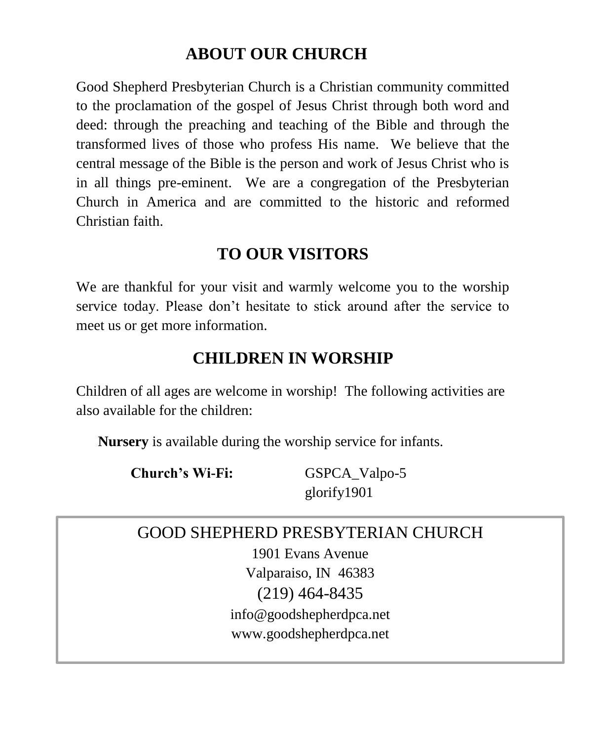## ABOUT OUR CHURCH

Good Shepherd Presbyterian Church is a Christian community committed to the proclamation of the gospel of Jesus Christ through both word and deed: through the preaching and teaching of the Bible and through the transformed lives of those who profess His name. We believe that the central message of the Bible is the person and work of Jesus Christ who is in all things pre-eminent. We are a congregation of the Presbyterian Church in America and are committed to the historic and reformed Christian faith.

## TO OUR VISITORS

We are thankful for your visit and warmly welcome you to the worship service today. Please don't hesitate to stick around after the service to meet us or get more information.

## CHILDREN IN WORSHIP

Children of all ages are welcome in worship! The following activities are also available for the children:

**Nursery** is available during the worship service for infants.

**Church's Wi-Fi:** GSPCA_Valpo-5
glorify1901

GOOD SHEPHERD PRESBYTERIAN CHURCH
1901 Evans Avenue
Valparaiso, IN 46383
(219) 464-8435
info@goodshepherdpca.net
www.goodshepherdpca.net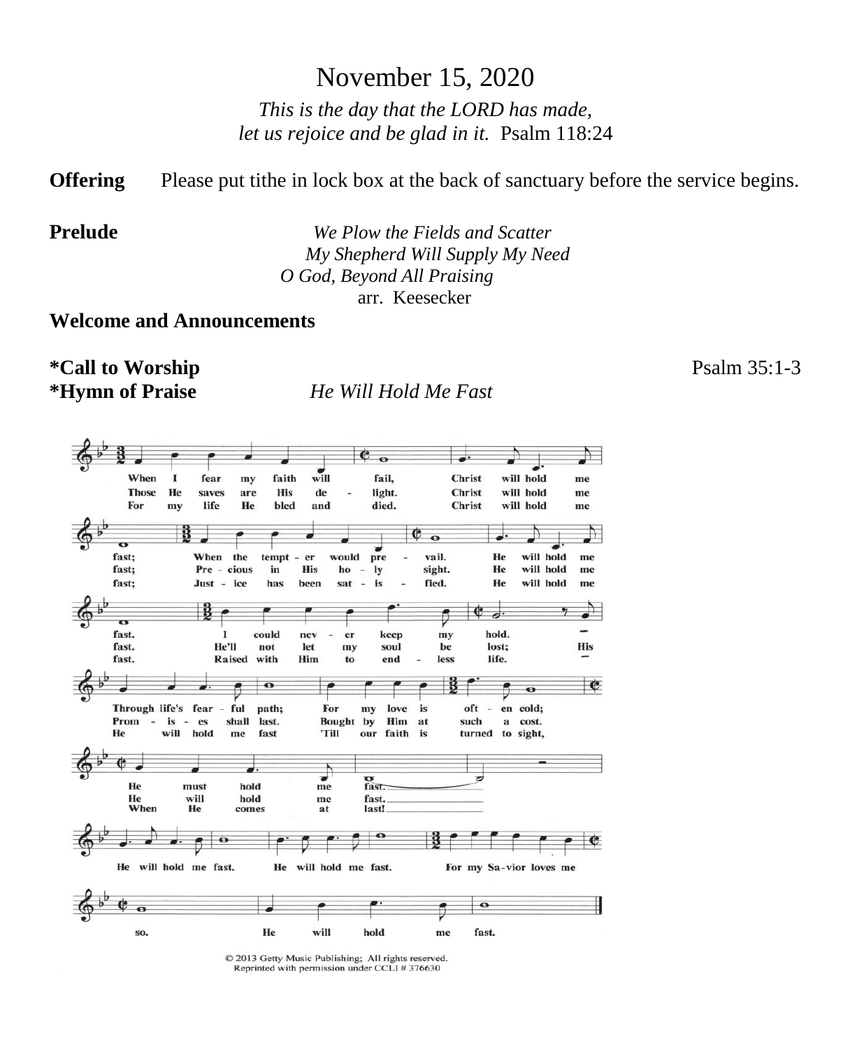# November 15, 2020

*This is the day that the LORD has made,*
*let us rejoice and be glad in it.* Psalm 118:24

**Offering** Please put tithe in lock box at the back of sanctuary before the service begins.

**Prelude**

*We Plow the Fields and Scatter*
*My Shepherd Will Supply My Need*
*O God, Beyond All Praising*
arr. Keesecker

**Welcome and Announcements**

**\*Call to Worship** Psalm 35:1-3

**\*Hymn of Praise** *He Will Hold Me Fast*

1. When I fear my faith will fail, Christ will hold me fast; When the tempt - er would pre - vail. He will hold me fast. I could nev - er keep my hold. Through life's fear - ful path; For my love is oft - en cold; He must hold me fast.

2. Those He saves are His de - light. Christ will hold me fast; Pre - cious in His ho - ly sight. He will hold me fast. He'll not let my soul be lost; His Prom - is - es shall last. Bought by Him at such a cost. He will hold me fast.

3. For my life He bled and died. Christ will hold me fast; Just - ice has been sat - is - fied. He will hold me fast. Raised with Him to end - less life. He will hold me fast 'Till our faith is turned to sight, When He comes at last!

Refrain: He will hold me fast. He will hold me fast. For my Sa-vior loves me so. He will hold me fast.

© 2013 Getty Music Publishing; All rights reserved.
Reprinted with permission under CCLI # 376630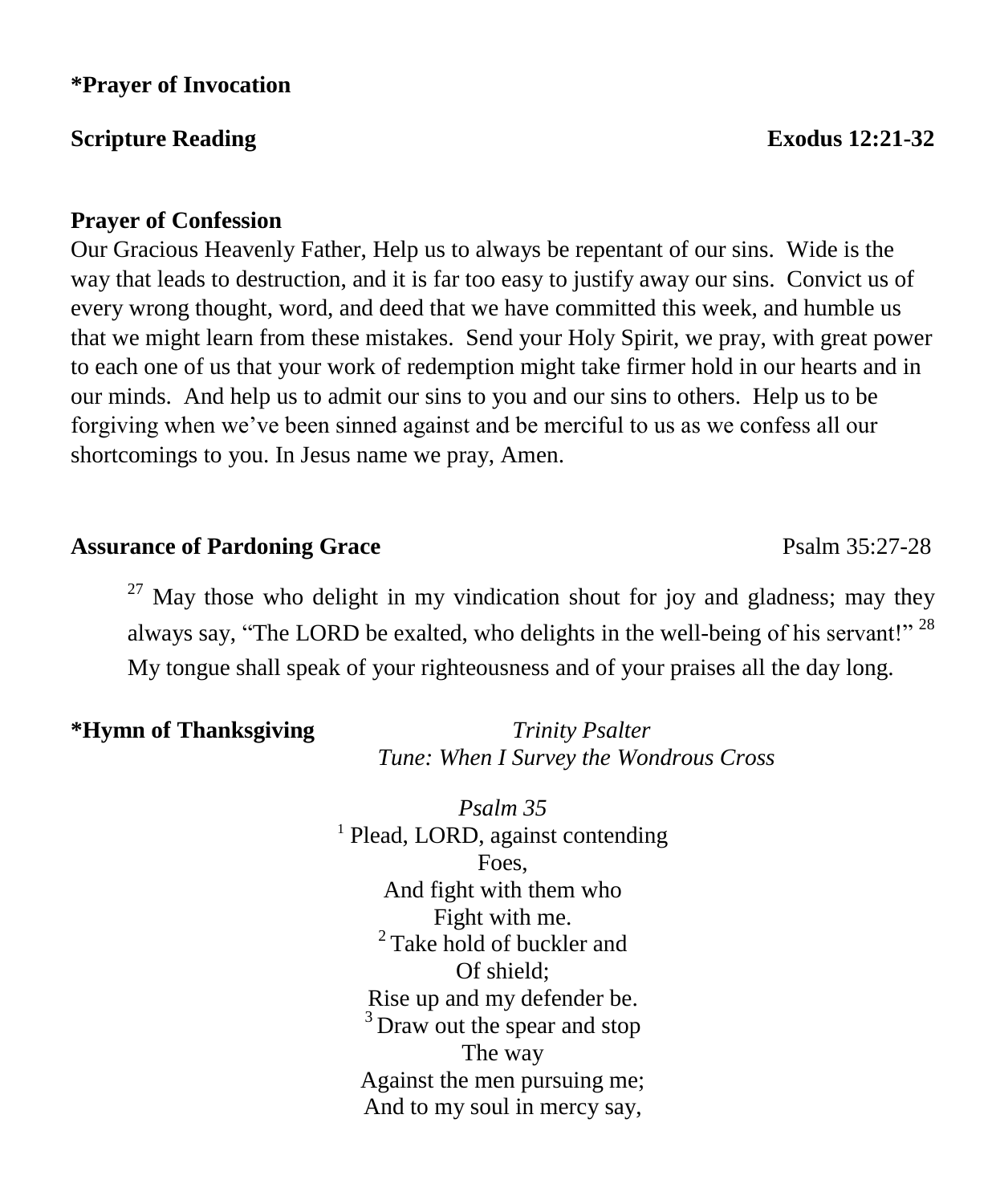**\*Prayer of Invocation**

**Scripture Reading** **Exodus 12:21-32**

**Prayer of Confession**

Our Gracious Heavenly Father, Help us to always be repentant of our sins. Wide is the way that leads to destruction, and it is far too easy to justify away our sins. Convict us of every wrong thought, word, and deed that we have committed this week, and humble us that we might learn from these mistakes. Send your Holy Spirit, we pray, with great power to each one of us that your work of redemption might take firmer hold in our hearts and in our minds. And help us to admit our sins to you and our sins to others. Help us to be forgiving when we've been sinned against and be merciful to us as we confess all our shortcomings to you. In Jesus name we pray, Amen.

**Assurance of Pardoning Grace** Psalm 35:27-28

> [27] May those who delight in my vindication shout for joy and gladness; may they always say, "The LORD be exalted, who delights in the well-being of his servant!" [28] My tongue shall speak of your righteousness and of your praises all the day long.

**\*Hymn of Thanksgiving** *Trinity Psalter*
*Tune: When I Survey the Wondrous Cross*

*Psalm 35*

[1] Plead, LORD, against contending
Foes,
And fight with them who
Fight with me.
[2] Take hold of buckler and
Of shield;
Rise up and my defender be.
[3] Draw out the spear and stop
The way
Against the men pursuing me;
And to my soul in mercy say,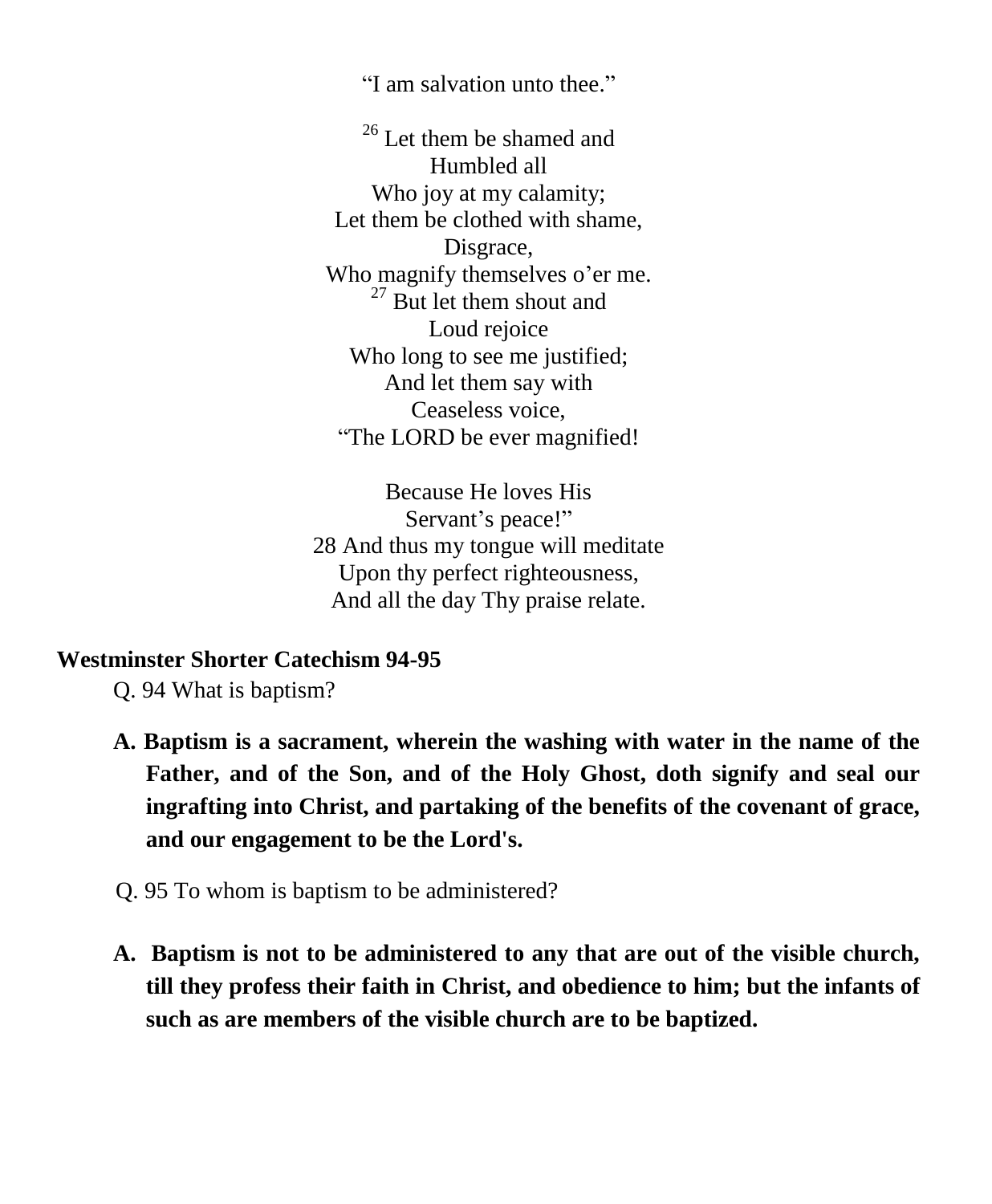"I am salvation unto thee."

[26] Let them be shamed and
Humbled all
Who joy at my calamity;
Let them be clothed with shame,
Disgrace,
Who magnify themselves o'er me.
[27] But let them shout and
Loud rejoice
Who long to see me justified;
And let them say with
Ceaseless voice,
"The LORD be ever magnified!

Because He loves His
Servant's peace!"
28 And thus my tongue will meditate
Upon thy perfect righteousness,
And all the day Thy praise relate.

**Westminster Shorter Catechism 94-95**

Q. 94 What is baptism?

**A. Baptism is a sacrament, wherein the washing with water in the name of the Father, and of the Son, and of the Holy Ghost, doth signify and seal our ingrafting into Christ, and partaking of the benefits of the covenant of grace, and our engagement to be the Lord's.**

Q. 95 To whom is baptism to be administered?

**A. Baptism is not to be administered to any that are out of the visible church, till they profess their faith in Christ, and obedience to him; but the infants of such as are members of the visible church are to be baptized.**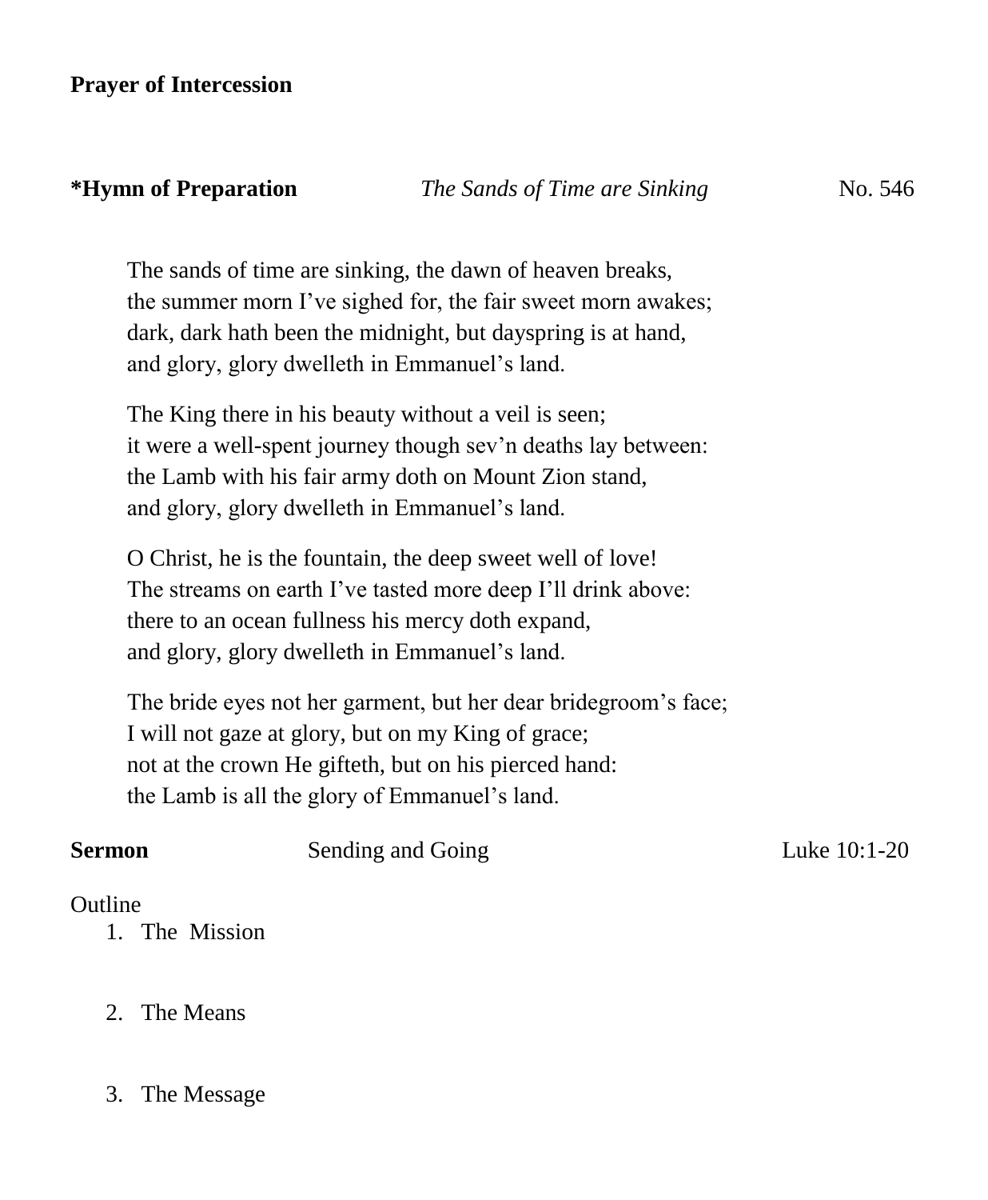**Prayer of Intercession**

**\*Hymn of Preparation** *The Sands of Time are Sinking* No. 546

The sands of time are sinking, the dawn of heaven breaks,
the summer morn I've sighed for, the fair sweet morn awakes;
dark, dark hath been the midnight, but dayspring is at hand,
and glory, glory dwelleth in Emmanuel's land.

The King there in his beauty without a veil is seen;
it were a well-spent journey though sev'n deaths lay between:
the Lamb with his fair army doth on Mount Zion stand,
and glory, glory dwelleth in Emmanuel's land.

O Christ, he is the fountain, the deep sweet well of love!
The streams on earth I've tasted more deep I'll drink above:
there to an ocean fullness his mercy doth expand,
and glory, glory dwelleth in Emmanuel's land.

The bride eyes not her garment, but her dear bridegroom's face;
I will not gaze at glory, but on my King of grace;
not at the crown He gifteth, but on his pierced hand:
the Lamb is all the glory of Emmanuel's land.

**Sermon** Sending and Going Luke 10:1-20

Outline

1. The Mission

2. The Means

3. The Message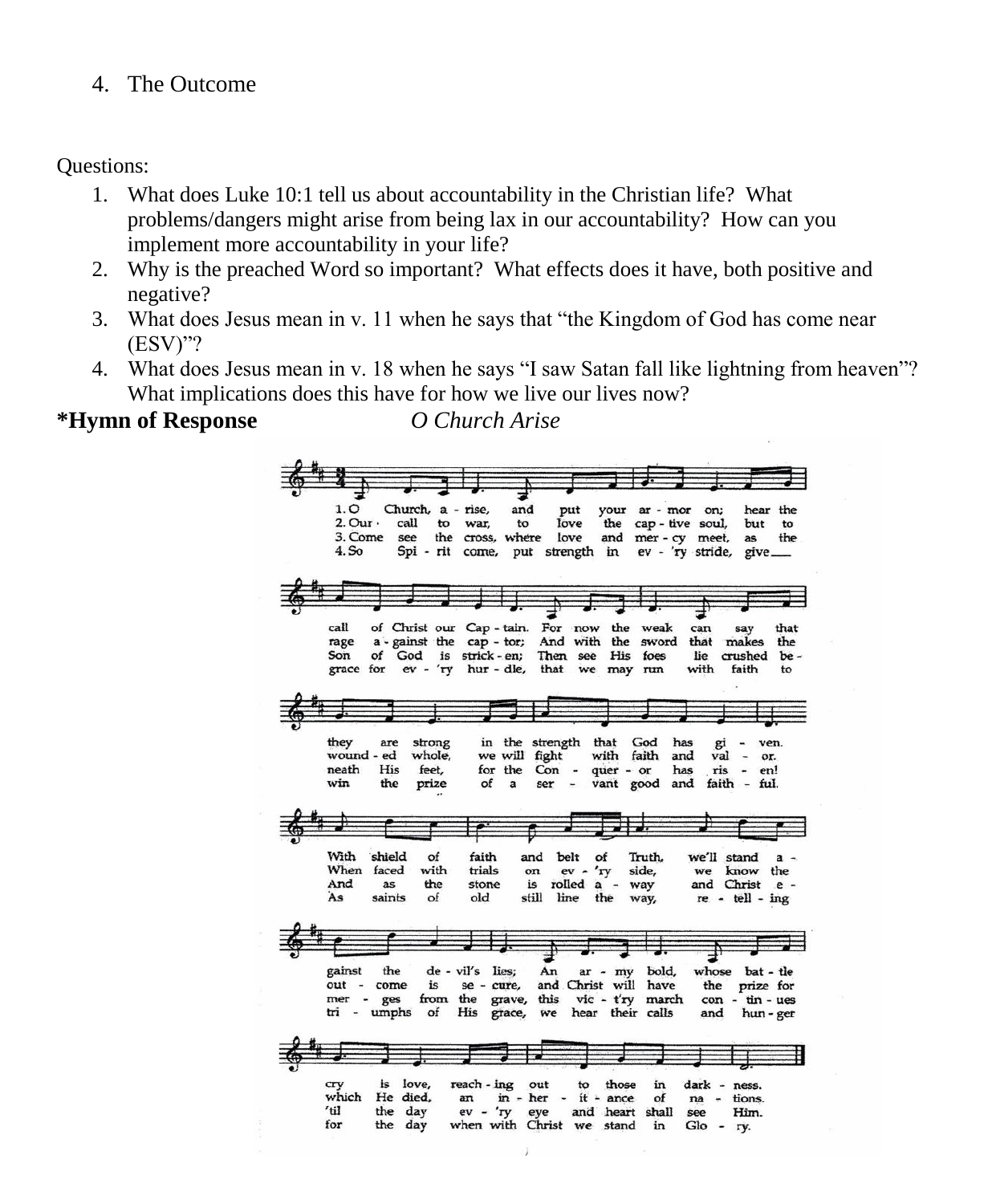4. The Outcome

Questions:

1. What does Luke 10:1 tell us about accountability in the Christian life? What problems/dangers might arise from being lax in our accountability? How can you implement more accountability in your life?
2. Why is the preached Word so important? What effects does it have, both positive and negative?
3. What does Jesus mean in v. 11 when he says that "the Kingdom of God has come near (ESV)"?
4. What does Jesus mean in v. 18 when he says "I saw Satan fall like lightning from heaven"? What implications does this have for how we live our lives now?

**\*Hymn of Response** *O Church Arise*

1. O Church, arise, and put your armor on; hear the call of Christ our Captain. For now the weak can say that they are strong in the strength that God has given. With shield of faith and belt of Truth, we'll stand against the devil's lies; An army bold, whose battle cry is love, reaching out to those in darkness.

2. Our call to war, to love the captive soul, but to rage against the captor; And with the sword that makes the wounded whole, we will fight with faith and valor. When faced with trials on every side, we know the outcome is secure, and Christ will have the prize for which He died, an inheritance of nations.

3. Come see the cross, where love and mercy meet, as the Son of God is stricken; Then see His foes lie crushed beneath His feet, for the Conqueror has risen! And as the stone is rolled away and Christ emerges from the grave, this victory march continues 'til the day every eye and heart shall see Him.

4. So Spirit come, put strength in every stride, give grace for every hurdle, that we may run with faith to win the prize of a servant good and faithful. As saints of old still line the way, retelling triumphs of His grace, we hear their calls and hunger for the day when with Christ we stand in Glory.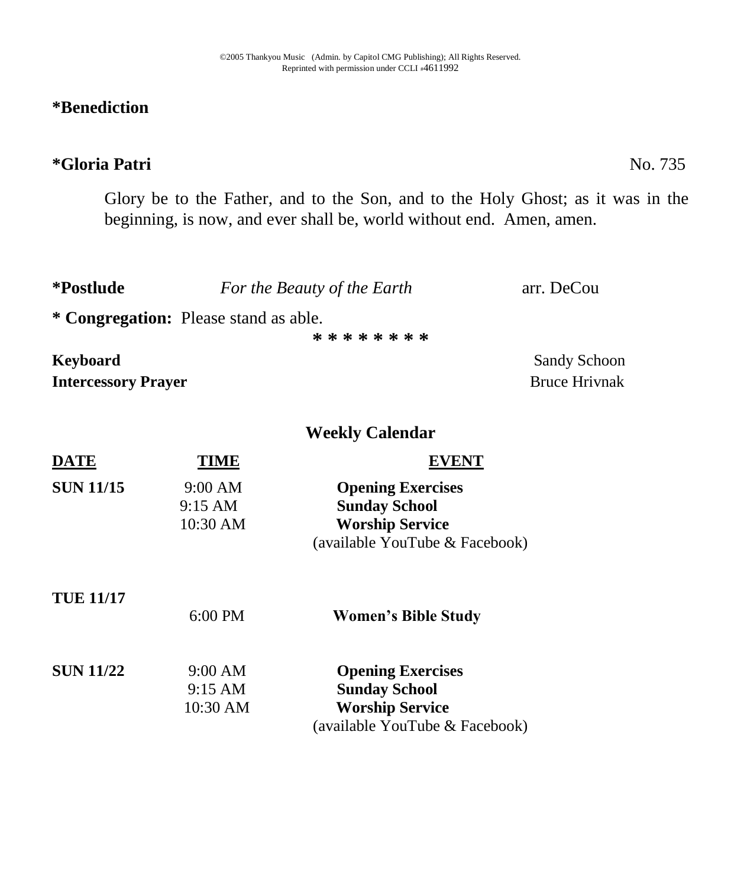©2005 Thankyou Music (Admin. by Capitol CMG Publishing); All Rights Reserved.
Reprinted with permission under CCLI #4611992

**\*Benediction**

**\*Gloria Patri** No. 735

Glory be to the Father, and to the Son, and to the Holy Ghost; as it was in the beginning, is now, and ever shall be, world without end. Amen, amen.

**\*Postlude** *For the Beauty of the Earth* arr. DeCou

**\* Congregation:** Please stand as able.

\* \* \* \* \* \* \* \*

**Keyboard** Sandy Schoon
**Intercessory Prayer** Bruce Hrivnak

## Weekly Calendar

| DATE | TIME | EVENT |
|---|---|---|
| **SUN 11/15** | 9:00 AM | **Opening Exercises** |
| | 9:15 AM | **Sunday School** |
| | 10:30 AM | **Worship Service** (available YouTube & Facebook) |
| **TUE 11/17** | 6:00 PM | **Women's Bible Study** |
| **SUN 11/22** | 9:00 AM | **Opening Exercises** |
| | 9:15 AM | **Sunday School** |
| | 10:30 AM | **Worship Service** (available YouTube & Facebook) |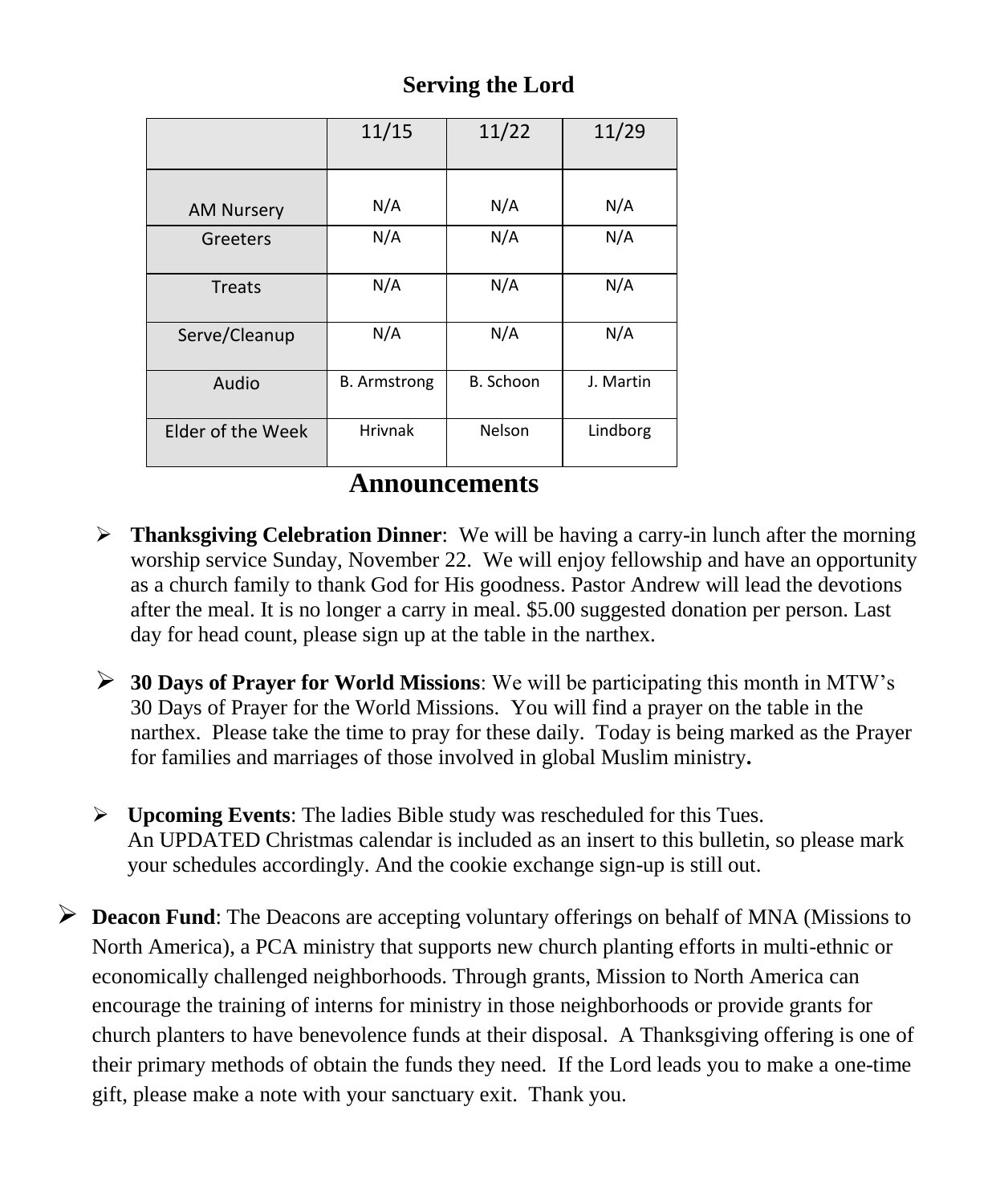## Serving the Lord

| | 11/15 | 11/22 | 11/29 |
|---|---|---|---|
| AM Nursery | N/A | N/A | N/A |
| Greeters | N/A | N/A | N/A |
| Treats | N/A | N/A | N/A |
| Serve/Cleanup | N/A | N/A | N/A |
| Audio | B. Armstrong | B. Schoon | J. Martin |
| Elder of the Week | Hrivnak | Nelson | Lindborg |

## Announcements

- **Thanksgiving Celebration Dinner**: We will be having a carry-in lunch after the morning worship service Sunday, November 22. We will enjoy fellowship and have an opportunity as a church family to thank God for His goodness. Pastor Andrew will lead the devotions after the meal. It is no longer a carry in meal. $5.00 suggested donation per person. Last day for head count, please sign up at the table in the narthex.

- **30 Days of Prayer for World Missions**: We will be participating this month in MTW's 30 Days of Prayer for the World Missions. You will find a prayer on the table in the narthex. Please take the time to pray for these daily. Today is being marked as the Prayer for families and marriages of those involved in global Muslim ministry**.**

- **Upcoming Events**: The ladies Bible study was rescheduled for this Tues. An UPDATED Christmas calendar is included as an insert to this bulletin, so please mark your schedules accordingly. And the cookie exchange sign-up is still out.

- **Deacon Fund**: The Deacons are accepting voluntary offerings on behalf of MNA (Missions to North America), a PCA ministry that supports new church planting efforts in multi-ethnic or economically challenged neighborhoods. Through grants, Mission to North America can encourage the training of interns for ministry in those neighborhoods or provide grants for church planters to have benevolence funds at their disposal. A Thanksgiving offering is one of their primary methods of obtain the funds they need. If the Lord leads you to make a one-time gift, please make a note with your sanctuary exit. Thank you.